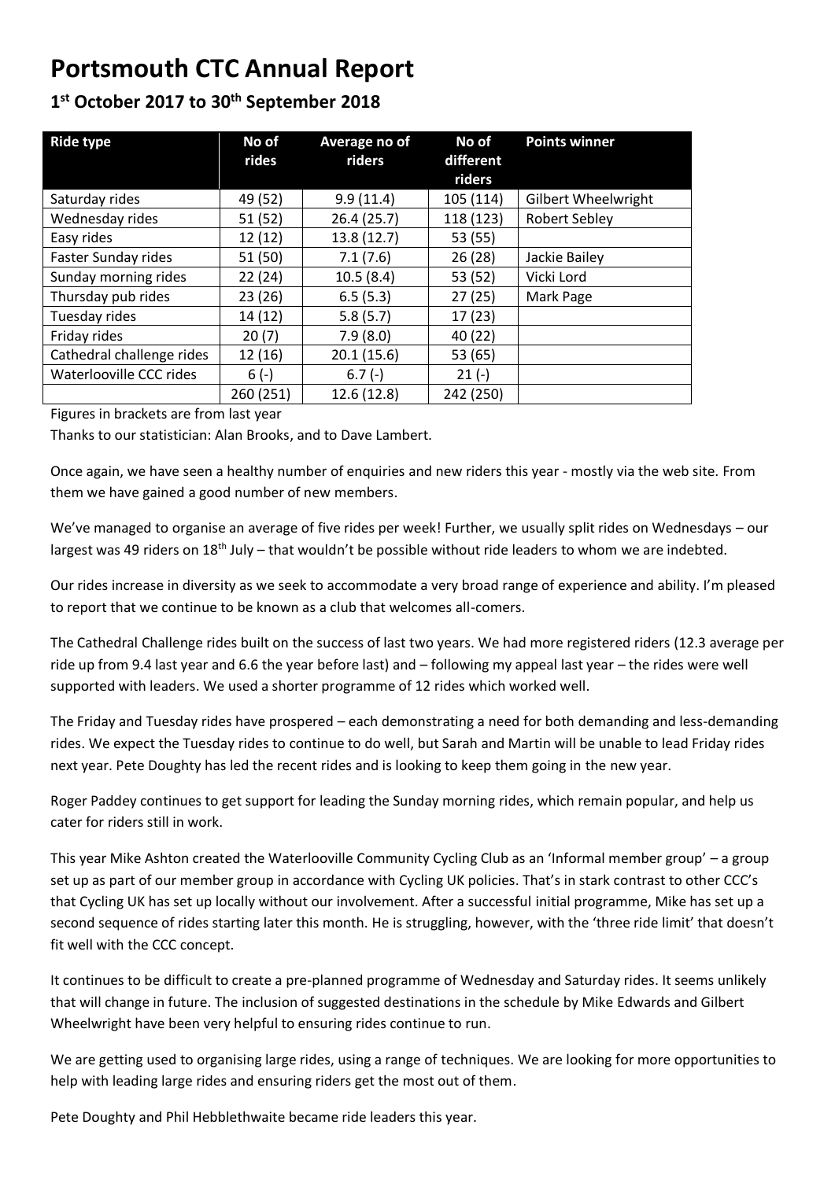# Portsmouth CTC Annual Report

## 1st October 2017 to 30th September 2018

| Ride type | No of rides | Average no of riders | No of different riders | Points winner |
|---|---|---|---|---|
| Saturday rides | 49 (52) | 9.9 (11.4) | 105 (114) | Gilbert Wheelwright |
| Wednesday rides | 51 (52) | 26.4 (25.7) | 118 (123) | Robert Sebley |
| Easy rides | 12 (12) | 13.8 (12.7) | 53 (55) | |
| Faster Sunday rides | 51 (50) | 7.1 (7.6) | 26 (28) | Jackie Bailey |
| Sunday morning rides | 22 (24) | 10.5 (8.4) | 53 (52) | Vicki Lord |
| Thursday pub rides | 23 (26) | 6.5 (5.3) | 27 (25) | Mark Page |
| Tuesday rides | 14 (12) | 5.8 (5.7) | 17 (23) | |
| Friday rides | 20 (7) | 7.9 (8.0) | 40 (22) | |
| Cathedral challenge rides | 12 (16) | 20.1 (15.6) | 53 (65) | |
| Waterlooville CCC rides | 6 (-) | 6.7 (-) | 21 (-) | |
| | 260 (251) | 12.6 (12.8) | 242 (250) | |

Figures in brackets are from last year

Thanks to our statistician: Alan Brooks, and to Dave Lambert.

Once again, we have seen a healthy number of enquiries and new riders this year - mostly via the web site. From them we have gained a good number of new members.

We've managed to organise an average of five rides per week! Further, we usually split rides on Wednesdays – our largest was 49 riders on 18th July – that wouldn't be possible without ride leaders to whom we are indebted.

Our rides increase in diversity as we seek to accommodate a very broad range of experience and ability. I'm pleased to report that we continue to be known as a club that welcomes all-comers.

The Cathedral Challenge rides built on the success of last two years. We had more registered riders (12.3 average per ride up from 9.4 last year and 6.6 the year before last) and – following my appeal last year – the rides were well supported with leaders. We used a shorter programme of 12 rides which worked well.

The Friday and Tuesday rides have prospered – each demonstrating a need for both demanding and less-demanding rides. We expect the Tuesday rides to continue to do well, but Sarah and Martin will be unable to lead Friday rides next year. Pete Doughty has led the recent rides and is looking to keep them going in the new year.

Roger Paddey continues to get support for leading the Sunday morning rides, which remain popular, and help us cater for riders still in work.

This year Mike Ashton created the Waterlooville Community Cycling Club as an 'Informal member group' – a group set up as part of our member group in accordance with Cycling UK policies. That's in stark contrast to other CCC's that Cycling UK has set up locally without our involvement. After a successful initial programme, Mike has set up a second sequence of rides starting later this month. He is struggling, however, with the 'three ride limit' that doesn't fit well with the CCC concept.

It continues to be difficult to create a pre-planned programme of Wednesday and Saturday rides. It seems unlikely that will change in future. The inclusion of suggested destinations in the schedule by Mike Edwards and Gilbert Wheelwright have been very helpful to ensuring rides continue to run.

We are getting used to organising large rides, using a range of techniques. We are looking for more opportunities to help with leading large rides and ensuring riders get the most out of them.

Pete Doughty and Phil Hebblethwaite became ride leaders this year.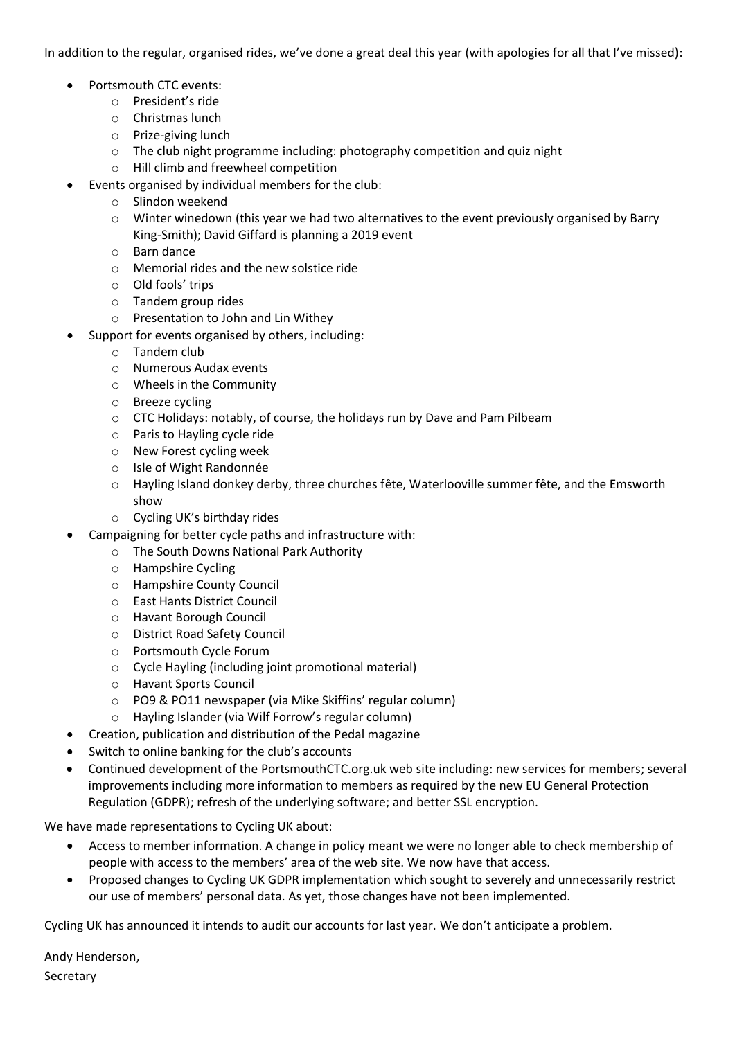In addition to the regular, organised rides, we've done a great deal this year (with apologies for all that I've missed):

- Portsmouth CTC events:
  - President's ride
  - Christmas lunch
  - Prize-giving lunch
  - The club night programme including: photography competition and quiz night
  - Hill climb and freewheel competition
- Events organised by individual members for the club:
  - Slindon weekend
  - Winter winedown (this year we had two alternatives to the event previously organised by Barry King-Smith); David Giffard is planning a 2019 event
  - Barn dance
  - Memorial rides and the new solstice ride
  - Old fools' trips
  - Tandem group rides
  - Presentation to John and Lin Withey
- Support for events organised by others, including:
  - Tandem club
  - Numerous Audax events
  - Wheels in the Community
  - Breeze cycling
  - CTC Holidays: notably, of course, the holidays run by Dave and Pam Pilbeam
  - Paris to Hayling cycle ride
  - New Forest cycling week
  - Isle of Wight Randonnée
  - Hayling Island donkey derby, three churches fête, Waterlooville summer fête, and the Emsworth show
  - Cycling UK's birthday rides
- Campaigning for better cycle paths and infrastructure with:
  - The South Downs National Park Authority
  - Hampshire Cycling
  - Hampshire County Council
  - East Hants District Council
  - Havant Borough Council
  - District Road Safety Council
  - Portsmouth Cycle Forum
  - Cycle Hayling (including joint promotional material)
  - Havant Sports Council
  - PO9 & PO11 newspaper (via Mike Skiffins' regular column)
  - Hayling Islander (via Wilf Forrow's regular column)
- Creation, publication and distribution of the Pedal magazine
- Switch to online banking for the club's accounts
- Continued development of the PortsmouthCTC.org.uk web site including: new services for members; several improvements including more information to members as required by the new EU General Protection Regulation (GDPR); refresh of the underlying software; and better SSL encryption.

We have made representations to Cycling UK about:

- Access to member information. A change in policy meant we were no longer able to check membership of people with access to the members' area of the web site. We now have that access.
- Proposed changes to Cycling UK GDPR implementation which sought to severely and unnecessarily restrict our use of members' personal data. As yet, those changes have not been implemented.

Cycling UK has announced it intends to audit our accounts for last year. We don't anticipate a problem.

Andy Henderson,
Secretary